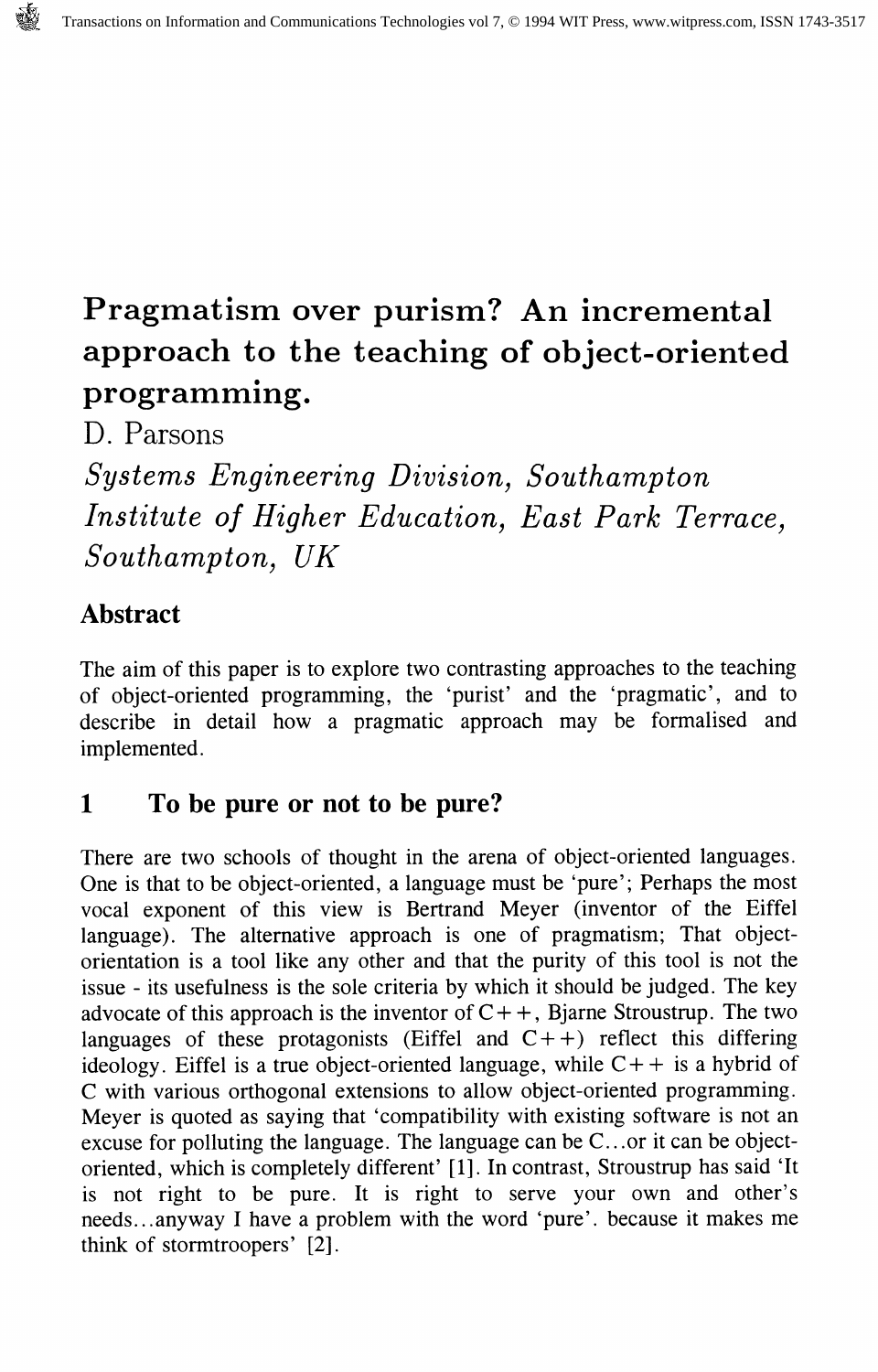# Pragmatism over purism? An incremental approach to the teaching of object-oriented programming.

D. Parsons

*Systems Engineering Division, Southampton Institute of Higher Education, East Park Terrace, Southampton, UK*

## Abstract

The aim of this paper is to explore two contrasting approaches to the teaching of object-oriented programming, the 'purist' and the 'pragmatic', and to describe in detail how a pragmatic approach may be formalised and implemented.

## 1 To be pure or not to be pure?

There are two schools of thought in the arena of object-oriented languages. One is that to be object-oriented, a language must be 'pure'; Perhaps the most vocal exponent of this view is Bertrand Meyer (inventor of the Eiffel language). The alternative approach is one of pragmatism; That object-orientation is a tool like any other and that the purity of this tool is not the issue - its usefulness is the sole criteria by which it should be judged. The key advocate of this approach is the inventor of C++, Bjarne Stroustrup. The two languages of these protagonists (Eiffel and C++) reflect this differing ideology. Eiffel is a true object-oriented language, while C++ is a hybrid of C with various orthogonal extensions to allow object-oriented programming. Meyer is quoted as saying that 'compatibility with existing software is not an excuse for polluting the language. The language can be C...or it can be object-oriented, which is completely different' [1]. In contrast, Stroustrup has said 'It is not right to be pure. It is right to serve your own and other's needs...anyway I have a problem with the word 'pure'. because it makes me think of stormtroopers' [2].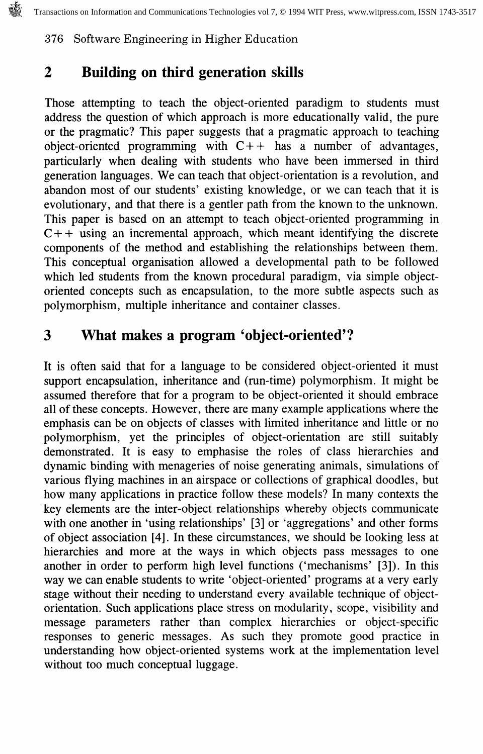## 2 Building on third generation skills

Those attempting to teach the object-oriented paradigm to students must address the question of which approach is more educationally valid, the pure or the pragmatic? This paper suggests that a pragmatic approach to teaching object-oriented programming with C++ has a number of advantages, particularly when dealing with students who have been immersed in third generation languages. We can teach that object-orientation is a revolution, and abandon most of our students' existing knowledge, or we can teach that it is evolutionary, and that there is a gentler path from the known to the unknown. This paper is based on an attempt to teach object-oriented programming in C++ using an incremental approach, which meant identifying the discrete components of the method and establishing the relationships between them. This conceptual organisation allowed a developmental path to be followed which led students from the known procedural paradigm, via simple object-oriented concepts such as encapsulation, to the more subtle aspects such as polymorphism, multiple inheritance and container classes.

## 3 What makes a program 'object-oriented'?

It is often said that for a language to be considered object-oriented it must support encapsulation, inheritance and (run-time) polymorphism. It might be assumed therefore that for a program to be object-oriented it should embrace all of these concepts. However, there are many example applications where the emphasis can be on objects of classes with limited inheritance and little or no polymorphism, yet the principles of object-orientation are still suitably demonstrated. It is easy to emphasise the roles of class hierarchies and dynamic binding with menageries of noise generating animals, simulations of various flying machines in an airspace or collections of graphical doodles, but how many applications in practice follow these models? In many contexts the key elements are the inter-object relationships whereby objects communicate with one another in 'using relationships' [3] or 'aggregations' and other forms of object association [4]. In these circumstances, we should be looking less at hierarchies and more at the ways in which objects pass messages to one another in order to perform high level functions ('mechanisms' [3]). In this way we can enable students to write 'object-oriented' programs at a very early stage without their needing to understand every available technique of object-orientation. Such applications place stress on modularity, scope, visibility and message parameters rather than complex hierarchies or object-specific responses to generic messages. As such they promote good practice in understanding how object-oriented systems work at the implementation level without too much conceptual luggage.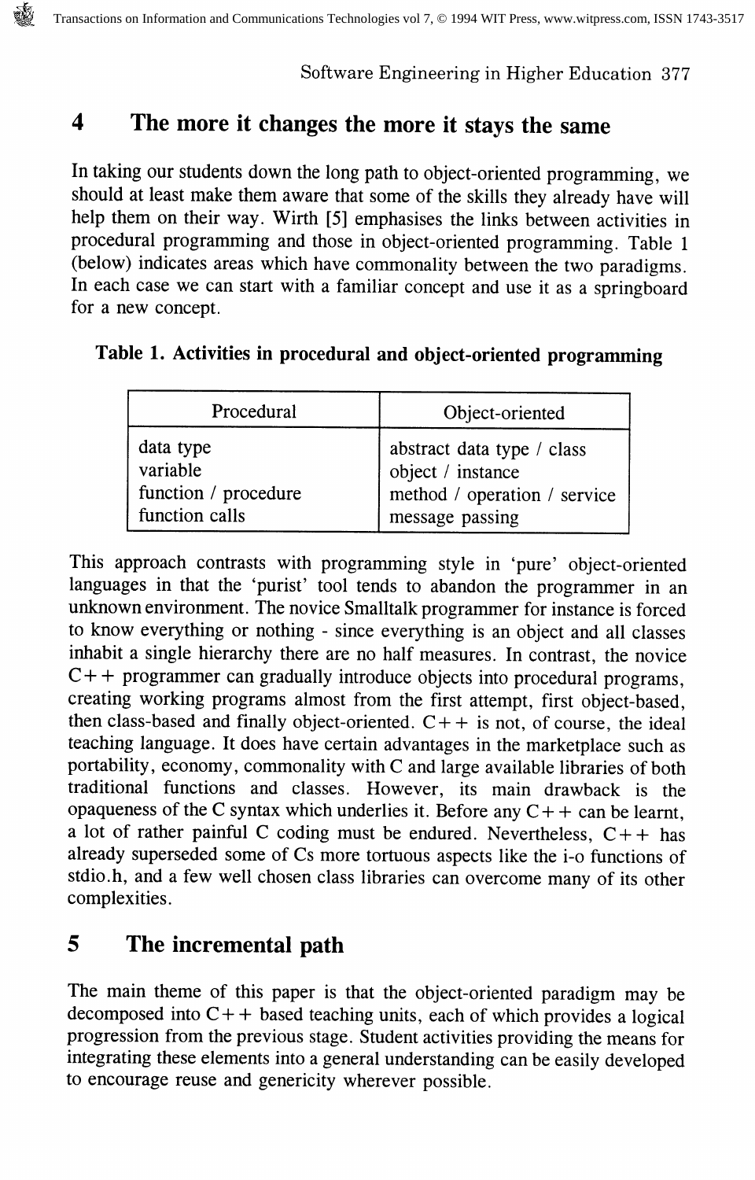## 4 The more it changes the more it stays the same

In taking our students down the long path to object-oriented programming, we should at least make them aware that some of the skills they already have will help them on their way. Wirth [5] emphasises the links between activities in procedural programming and those in object-oriented programming. Table 1 (below) indicates areas which have commonality between the two paradigms. In each case we can start with a familiar concept and use it as a springboard for a new concept.

**Table 1. Activities in procedural and object-oriented programming**

| Procedural | Object-oriented |
|---|---|
| data type | abstract data type / class |
| variable | object / instance |
| function / procedure | method / operation / service |
| function calls | message passing |

This approach contrasts with programming style in 'pure' object-oriented languages in that the 'purist' tool tends to abandon the programmer in an unknown environment. The novice Smalltalk programmer for instance is forced to know everything or nothing - since everything is an object and all classes inhabit a single hierarchy there are no half measures. In contrast, the novice C++ programmer can gradually introduce objects into procedural programs, creating working programs almost from the first attempt, first object-based, then class-based and finally object-oriented. C++ is not, of course, the ideal teaching language. It does have certain advantages in the marketplace such as portability, economy, commonality with C and large available libraries of both traditional functions and classes. However, its main drawback is the opaqueness of the C syntax which underlies it. Before any C++ can be learnt, a lot of rather painful C coding must be endured. Nevertheless, C++ has already superseded some of Cs more tortuous aspects like the i-o functions of stdio.h, and a few well chosen class libraries can overcome many of its other complexities.

## 5 The incremental path

The main theme of this paper is that the object-oriented paradigm may be decomposed into C++ based teaching units, each of which provides a logical progression from the previous stage. Student activities providing the means for integrating these elements into a general understanding can be easily developed to encourage reuse and genericity wherever possible.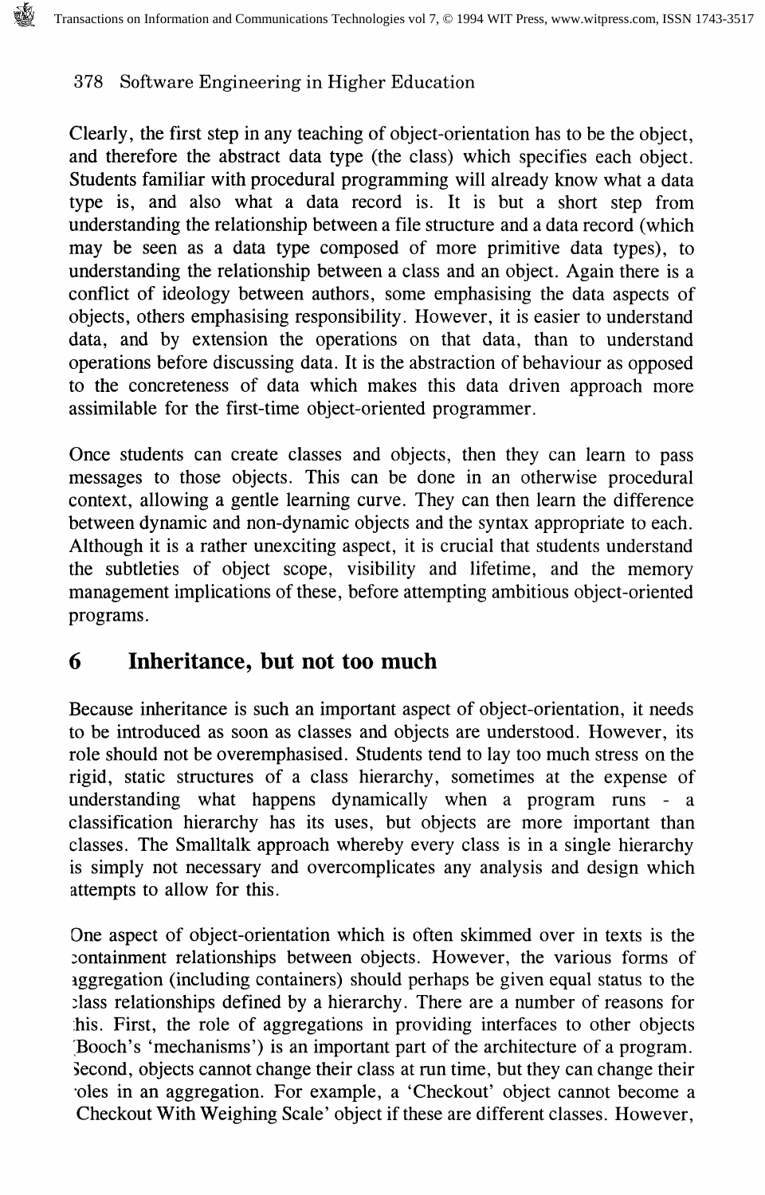Clearly, the first step in any teaching of object-orientation has to be the object, and therefore the abstract data type (the class) which specifies each object. Students familiar with procedural programming will already know what a data type is, and also what a data record is. It is but a short step from understanding the relationship between a file structure and a data record (which may be seen as a data type composed of more primitive data types), to understanding the relationship between a class and an object. Again there is a conflict of ideology between authors, some emphasising the data aspects of objects, others emphasising responsibility. However, it is easier to understand data, and by extension the operations on that data, than to understand operations before discussing data. It is the abstraction of behaviour as opposed to the concreteness of data which makes this data driven approach more assimilable for the first-time object-oriented programmer.

Once students can create classes and objects, then they can learn to pass messages to those objects. This can be done in an otherwise procedural context, allowing a gentle learning curve. They can then learn the difference between dynamic and non-dynamic objects and the syntax appropriate to each. Although it is a rather unexciting aspect, it is crucial that students understand the subtleties of object scope, visibility and lifetime, and the memory management implications of these, before attempting ambitious object-oriented programs.

## 6 Inheritance, but not too much

Because inheritance is such an important aspect of object-orientation, it needs to be introduced as soon as classes and objects are understood. However, its role should not be overemphasised. Students tend to lay too much stress on the rigid, static structures of a class hierarchy, sometimes at the expense of understanding what happens dynamically when a program runs - a classification hierarchy has its uses, but objects are more important than classes. The Smalltalk approach whereby every class is in a single hierarchy is simply not necessary and overcomplicates any analysis and design which attempts to allow for this.

One aspect of object-orientation which is often skimmed over in texts is the containment relationships between objects. However, the various forms of aggregation (including containers) should perhaps be given equal status to the class relationships defined by a hierarchy. There are a number of reasons for this. First, the role of aggregations in providing interfaces to other objects (Booch's 'mechanisms') is an important part of the architecture of a program. Second, objects cannot change their class at run time, but they can change their roles in an aggregation. For example, a 'Checkout' object cannot become a 'Checkout With Weighing Scale' object if these are different classes. However,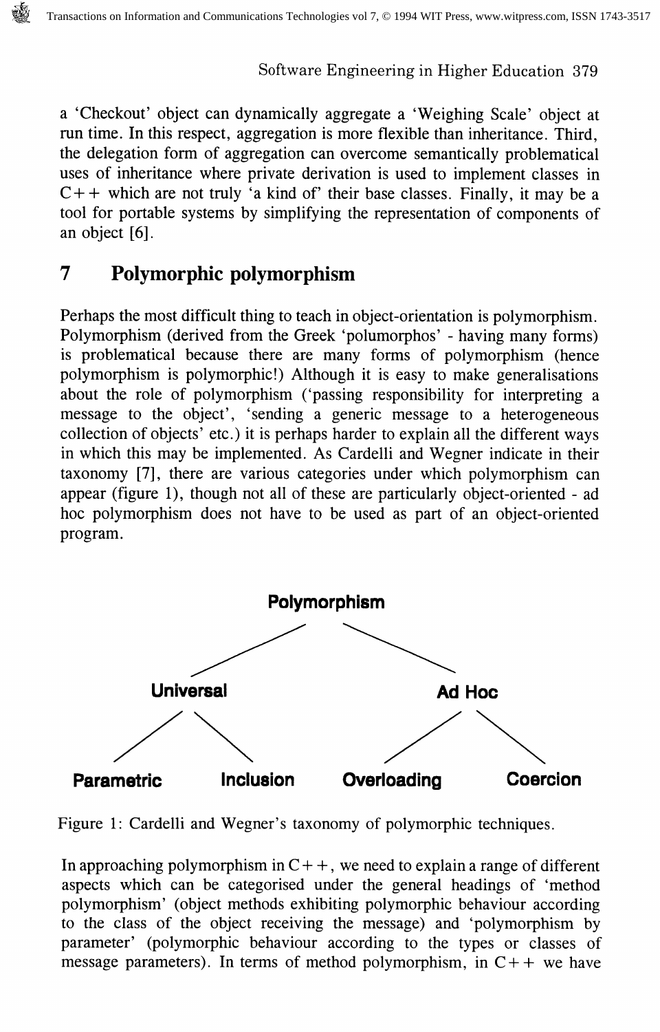a 'Checkout' object can dynamically aggregate a 'Weighing Scale' object at run time. In this respect, aggregation is more flexible than inheritance. Third, the delegation form of aggregation can overcome semantically problematical uses of inheritance where private derivation is used to implement classes in C++ which are not truly 'a kind of' their base classes. Finally, it may be a tool for portable systems by simplifying the representation of components of an object [6].

## 7 Polymorphic polymorphism

Perhaps the most difficult thing to teach in object-orientation is polymorphism. Polymorphism (derived from the Greek 'polumorphos' - having many forms) is problematical because there are many forms of polymorphism (hence polymorphism is polymorphic!) Although it is easy to make generalisations about the role of polymorphism ('passing responsibility for interpreting a message to the object', 'sending a generic message to a heterogeneous collection of objects' etc.) it is perhaps harder to explain all the different ways in which this may be implemented. As Cardelli and Wegner indicate in their taxonomy [7], there are various categories under which polymorphism can appear (figure 1), though not all of these are particularly object-oriented - ad hoc polymorphism does not have to be used as part of an object-oriented program.

**Polymorphism**
- **Universal**
  - **Parametric**
  - **Inclusion**
- **Ad Hoc**
  - **Overloading**
  - **Coercion**

Figure 1: Cardelli and Wegner's taxonomy of polymorphic techniques.

In approaching polymorphism in C++, we need to explain a range of different aspects which can be categorised under the general headings of 'method polymorphism' (object methods exhibiting polymorphic behaviour according to the class of the object receiving the message) and 'polymorphism by parameter' (polymorphic behaviour according to the types or classes of message parameters). In terms of method polymorphism, in C++ we have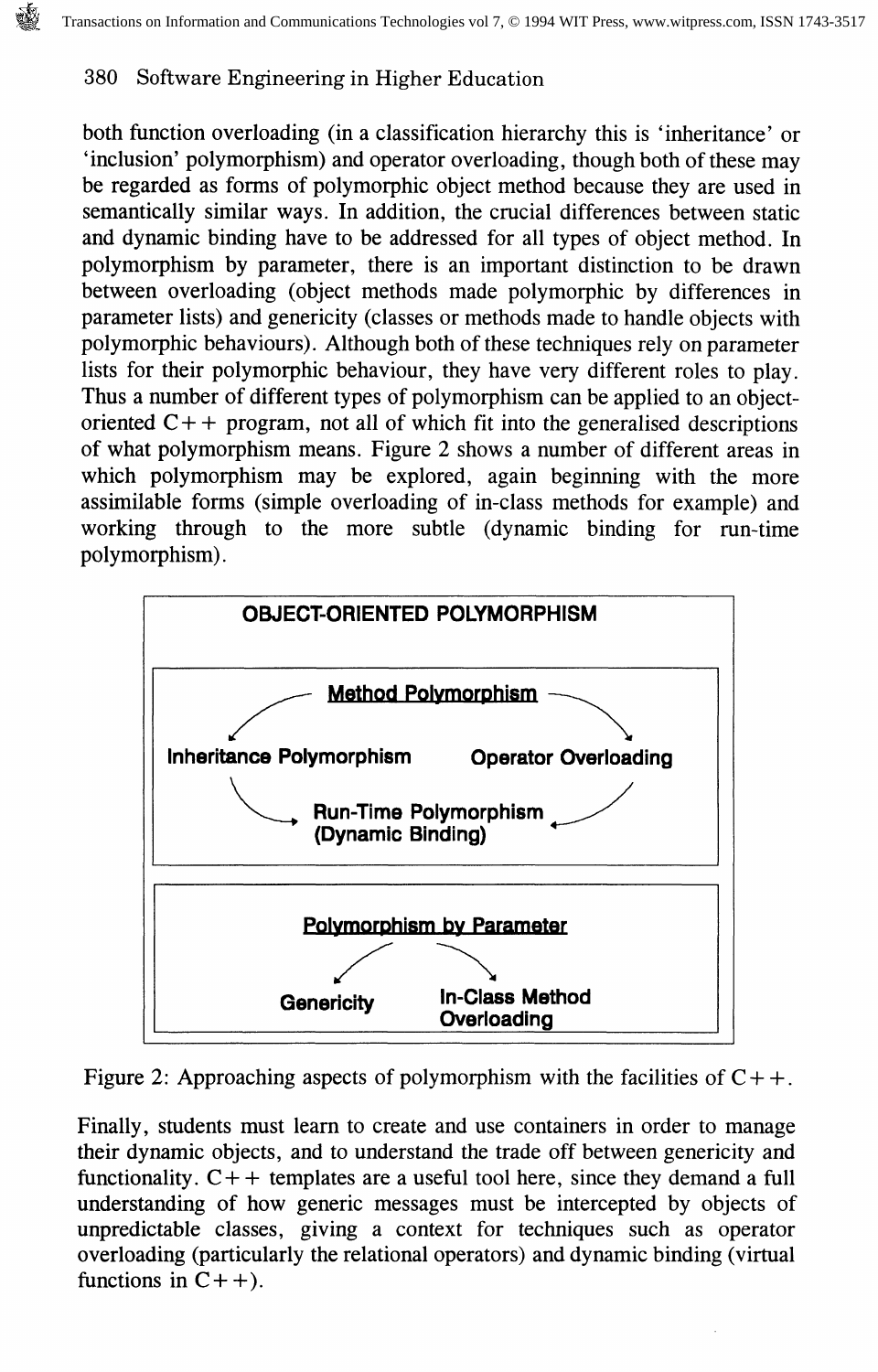both function overloading (in a classification hierarchy this is 'inheritance' or 'inclusion' polymorphism) and operator overloading, though both of these may be regarded as forms of polymorphic object method because they are used in semantically similar ways. In addition, the crucial differences between static and dynamic binding have to be addressed for all types of object method. In polymorphism by parameter, there is an important distinction to be drawn between overloading (object methods made polymorphic by differences in parameter lists) and genericity (classes or methods made to handle objects with polymorphic behaviours). Although both of these techniques rely on parameter lists for their polymorphic behaviour, they have very different roles to play. Thus a number of different types of polymorphism can be applied to an object-oriented C++ program, not all of which fit into the generalised descriptions of what polymorphism means. Figure 2 shows a number of different areas in which polymorphism may be explored, again beginning with the more assimilable forms (simple overloading of in-class methods for example) and working through to the more subtle (dynamic binding for run-time polymorphism).

**OBJECT-ORIENTED POLYMORPHISM**

**Method Polymorphism**

**Inheritance Polymorphism** — **Operator Overloading**

**Run-Time Polymorphism (Dynamic Binding)**

**Polymorphism by Parameter**

**Genericity** — **In-Class Method Overloading**

Figure 2: Approaching aspects of polymorphism with the facilities of C++.

Finally, students must learn to create and use containers in order to manage their dynamic objects, and to understand the trade off between genericity and functionality. C++ templates are a useful tool here, since they demand a full understanding of how generic messages must be intercepted by objects of unpredictable classes, giving a context for techniques such as operator overloading (particularly the relational operators) and dynamic binding (virtual functions in C++).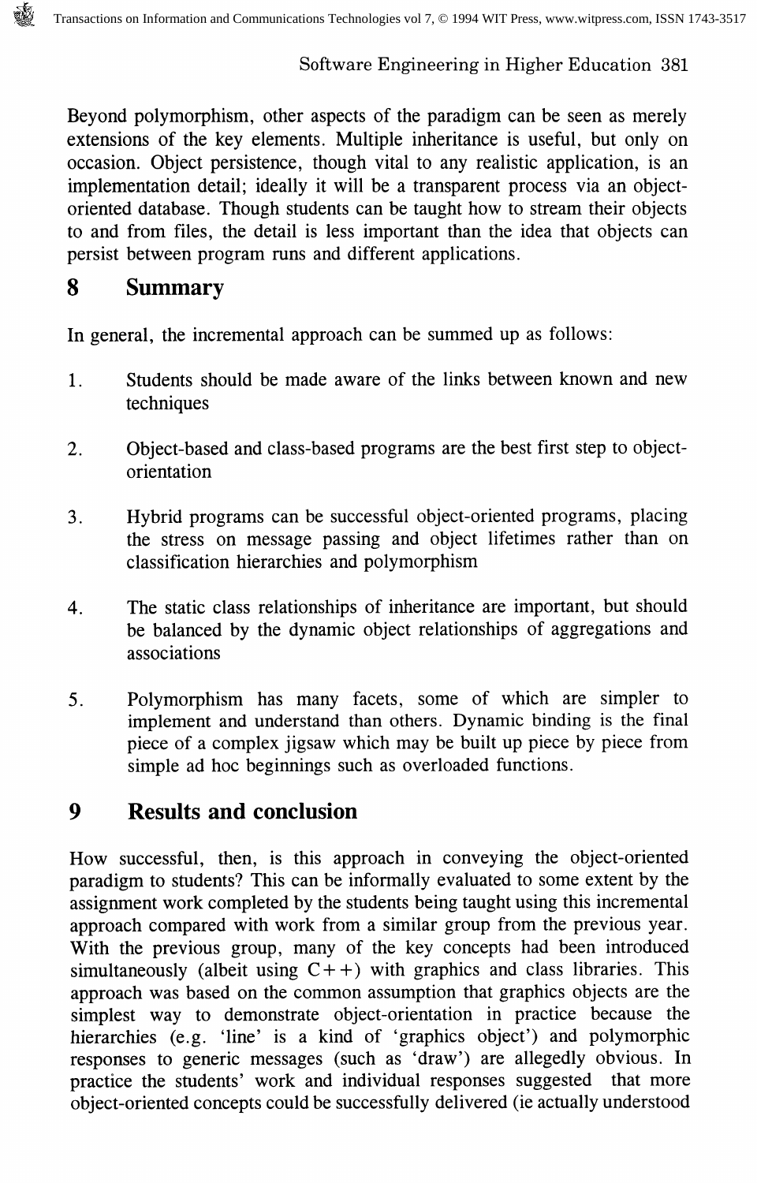Beyond polymorphism, other aspects of the paradigm can be seen as merely extensions of the key elements. Multiple inheritance is useful, but only on occasion. Object persistence, though vital to any realistic application, is an implementation detail; ideally it will be a transparent process via an object-oriented database. Though students can be taught how to stream their objects to and from files, the detail is less important than the idea that objects can persist between program runs and different applications.

## 8 Summary

In general, the incremental approach can be summed up as follows:

1. Students should be made aware of the links between known and new techniques

2. Object-based and class-based programs are the best first step to object-orientation

3. Hybrid programs can be successful object-oriented programs, placing the stress on message passing and object lifetimes rather than on classification hierarchies and polymorphism

4. The static class relationships of inheritance are important, but should be balanced by the dynamic object relationships of aggregations and associations

5. Polymorphism has many facets, some of which are simpler to implement and understand than others. Dynamic binding is the final piece of a complex jigsaw which may be built up piece by piece from simple ad hoc beginnings such as overloaded functions.

## 9 Results and conclusion

How successful, then, is this approach in conveying the object-oriented paradigm to students? This can be informally evaluated to some extent by the assignment work completed by the students being taught using this incremental approach compared with work from a similar group from the previous year. With the previous group, many of the key concepts had been introduced simultaneously (albeit using C++) with graphics and class libraries. This approach was based on the common assumption that graphics objects are the simplest way to demonstrate object-orientation in practice because the hierarchies (e.g. 'line' is a kind of 'graphics object') and polymorphic responses to generic messages (such as 'draw') are allegedly obvious. In practice the students' work and individual responses suggested that more object-oriented concepts could be successfully delivered (ie actually understood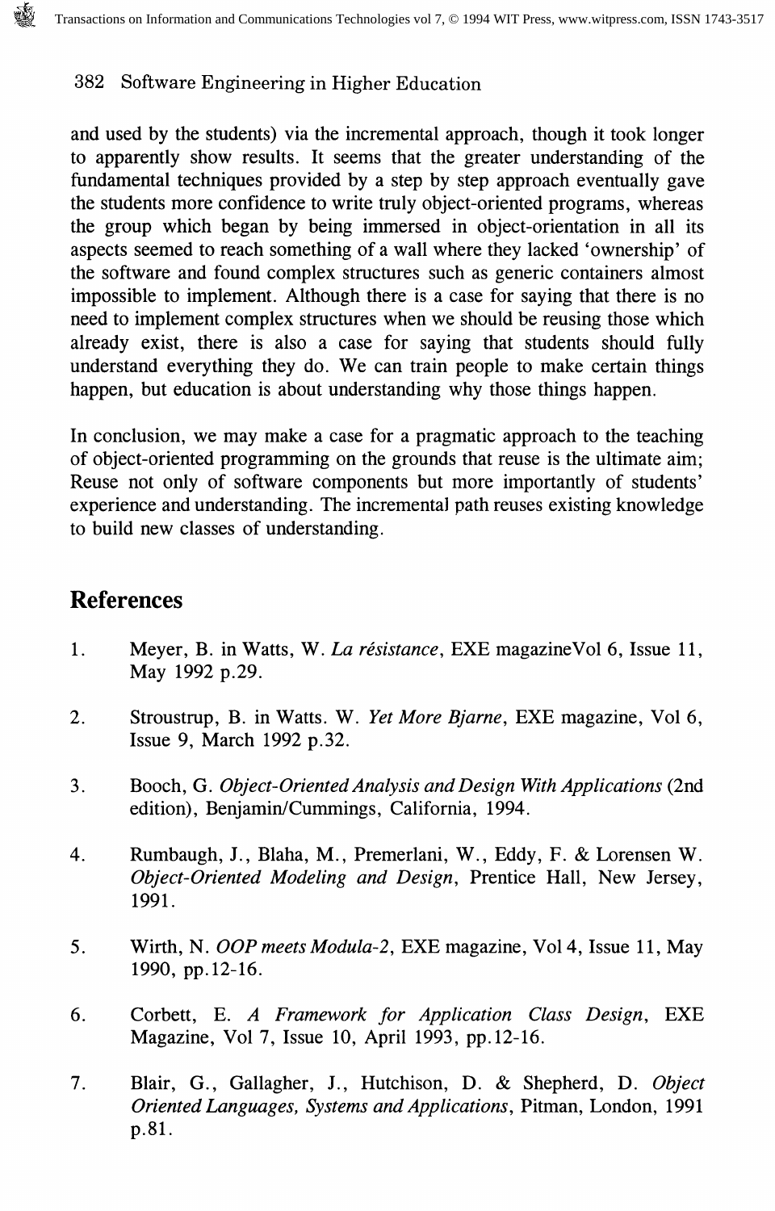and used by the students) via the incremental approach, though it took longer to apparently show results. It seems that the greater understanding of the fundamental techniques provided by a step by step approach eventually gave the students more confidence to write truly object-oriented programs, whereas the group which began by being immersed in object-orientation in all its aspects seemed to reach something of a wall where they lacked 'ownership' of the software and found complex structures such as generic containers almost impossible to implement. Although there is a case for saying that there is no need to implement complex structures when we should be reusing those which already exist, there is also a case for saying that students should fully understand everything they do. We can train people to make certain things happen, but education is about understanding why those things happen.

In conclusion, we may make a case for a pragmatic approach to the teaching of object-oriented programming on the grounds that reuse is the ultimate aim; Reuse not only of software components but more importantly of students' experience and understanding. The incremental path reuses existing knowledge to build new classes of understanding.

## References

1. Meyer, B. in Watts, W. *La résistance*, EXE magazineVol 6, Issue 11, May 1992 p.29.

2. Stroustrup, B. in Watts. W. *Yet More Bjarne*, EXE magazine, Vol 6, Issue 9, March 1992 p.32.

3. Booch, G. *Object-Oriented Analysis and Design With Applications* (2nd edition), Benjamin/Cummings, California, 1994.

4. Rumbaugh, J., Blaha, M., Premerlani, W., Eddy, F. & Lorensen W. *Object-Oriented Modeling and Design*, Prentice Hall, New Jersey, 1991.

5. Wirth, N. *OOP meets Modula-2*, EXE magazine, Vol 4, Issue 11, May 1990, pp.12-16.

6. Corbett, E. *A Framework for Application Class Design*, EXE Magazine, Vol 7, Issue 10, April 1993, pp.12-16.

7. Blair, G., Gallagher, J., Hutchison, D. & Shepherd, D. *Object Oriented Languages, Systems and Applications*, Pitman, London, 1991 p.81.